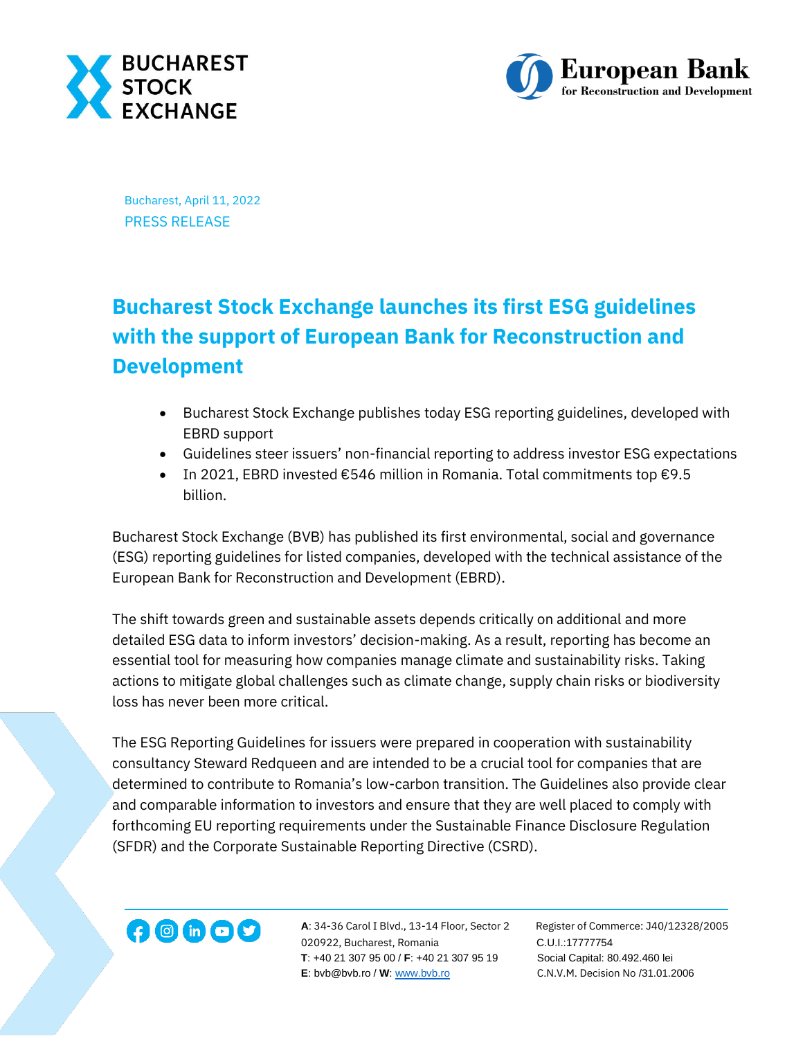Bucharest, April 11, 2022
PRESS RELEASE

# Bucharest Stock Exchange launches its first ESG guidelines with the support of European Bank for Reconstruction and Development

- Bucharest Stock Exchange publishes today ESG reporting guidelines, developed with EBRD support
- Guidelines steer issuers' non-financial reporting to address investor ESG expectations
- In 2021, EBRD invested €546 million in Romania. Total commitments top €9.5 billion.

Bucharest Stock Exchange (BVB) has published its first environmental, social and governance (ESG) reporting guidelines for listed companies, developed with the technical assistance of the European Bank for Reconstruction and Development (EBRD).

The shift towards green and sustainable assets depends critically on additional and more detailed ESG data to inform investors' decision-making. As a result, reporting has become an essential tool for measuring how companies manage climate and sustainability risks. Taking actions to mitigate global challenges such as climate change, supply chain risks or biodiversity loss has never been more critical.

The ESG Reporting Guidelines for issuers were prepared in cooperation with sustainability consultancy Steward Redqueen and are intended to be a crucial tool for companies that are determined to contribute to Romania's low-carbon transition. The Guidelines also provide clear and comparable information to investors and ensure that they are well placed to comply with forthcoming EU reporting requirements under the Sustainable Finance Disclosure Regulation (SFDR) and the Corporate Sustainable Reporting Directive (CSRD).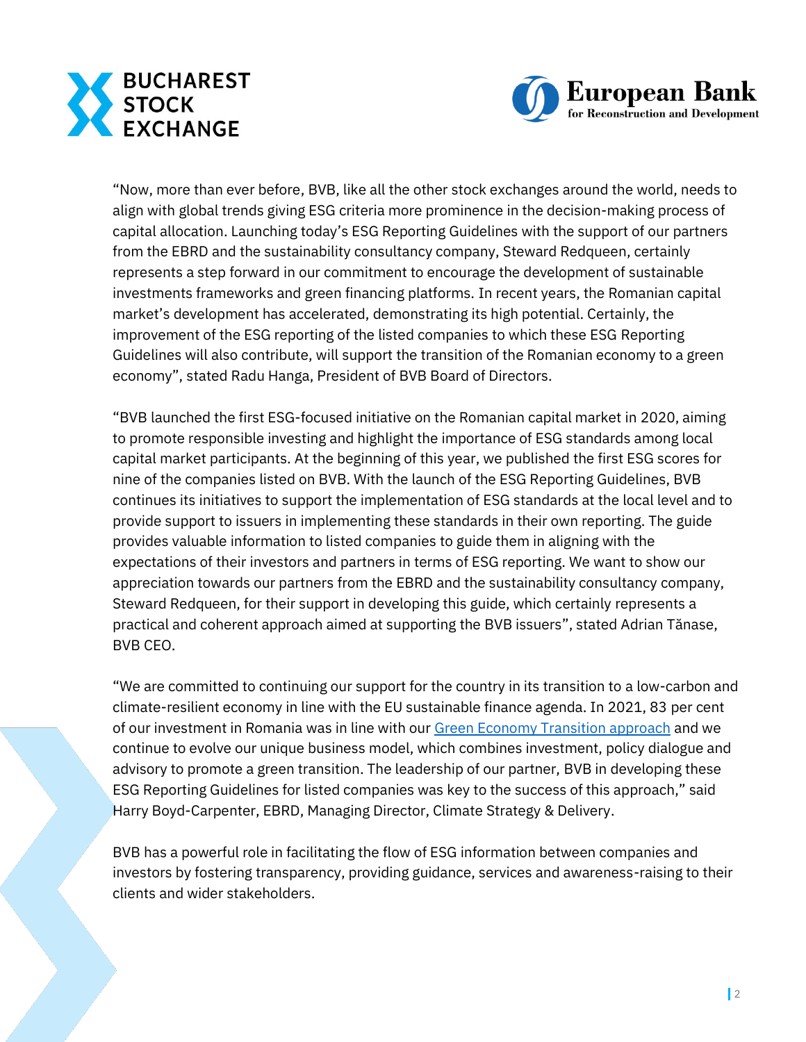"Now, more than ever before, BVB, like all the other stock exchanges around the world, needs to align with global trends giving ESG criteria more prominence in the decision-making process of capital allocation. Launching today's ESG Reporting Guidelines with the support of our partners from the EBRD and the sustainability consultancy company, Steward Redqueen, certainly represents a step forward in our commitment to encourage the development of sustainable investments frameworks and green financing platforms. In recent years, the Romanian capital market's development has accelerated, demonstrating its high potential. Certainly, the improvement of the ESG reporting of the listed companies to which these ESG Reporting Guidelines will also contribute, will support the transition of the Romanian economy to a green economy", stated Radu Hanga, President of BVB Board of Directors.

"BVB launched the first ESG-focused initiative on the Romanian capital market in 2020, aiming to promote responsible investing and highlight the importance of ESG standards among local capital market participants. At the beginning of this year, we published the first ESG scores for nine of the companies listed on BVB. With the launch of the ESG Reporting Guidelines, BVB continues its initiatives to support the implementation of ESG standards at the local level and to provide support to issuers in implementing these standards in their own reporting. The guide provides valuable information to listed companies to guide them in aligning with the expectations of their investors and partners in terms of ESG reporting. We want to show our appreciation towards our partners from the EBRD and the sustainability consultancy company, Steward Redqueen, for their support in developing this guide, which certainly represents a practical and coherent approach aimed at supporting the BVB issuers", stated Adrian Tănase, BVB CEO.

"We are committed to continuing our support for the country in its transition to a low-carbon and climate-resilient economy in line with the EU sustainable finance agenda. In 2021, 83 per cent of our investment in Romania was in line with our Green Economy Transition approach and we continue to evolve our unique business model, which combines investment, policy dialogue and advisory to promote a green transition. The leadership of our partner, BVB in developing these ESG Reporting Guidelines for listed companies was key to the success of this approach," said Harry Boyd-Carpenter, EBRD, Managing Director, Climate Strategy & Delivery.

BVB has a powerful role in facilitating the flow of ESG information between companies and investors by fostering transparency, providing guidance, services and awareness-raising to their clients and wider stakeholders.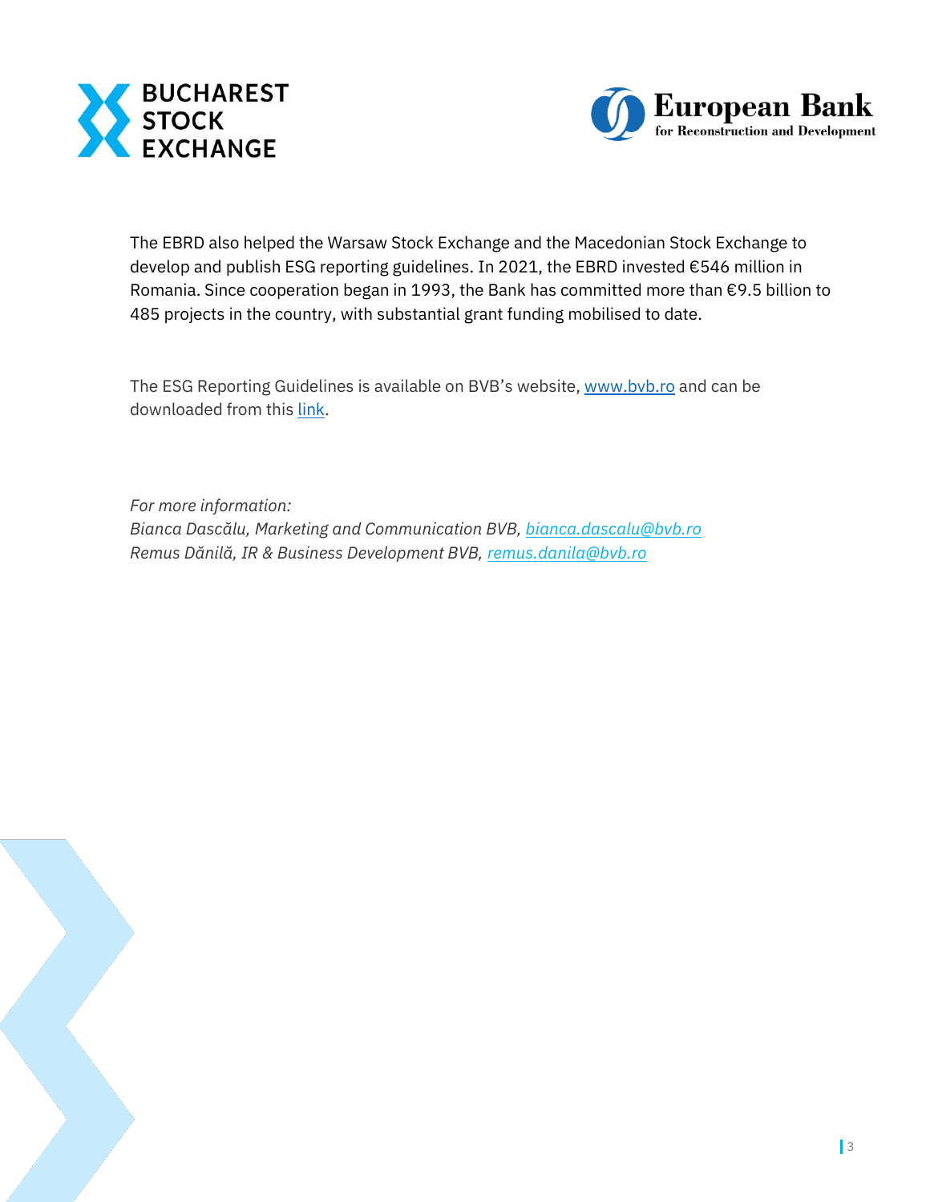The EBRD also helped the Warsaw Stock Exchange and the Macedonian Stock Exchange to develop and publish ESG reporting guidelines. In 2021, the EBRD invested €546 million in Romania. Since cooperation began in 1993, the Bank has committed more than €9.5 billion to 485 projects in the country, with substantial grant funding mobilised to date.

The ESG Reporting Guidelines is available on BVB's website, www.bvb.ro and can be downloaded from this link.

*For more information:*
*Bianca Dascălu, Marketing and Communication BVB, bianca.dascalu@bvb.ro*
*Remus Dănilă, IR & Business Development BVB, remus.danila@bvb.ro*